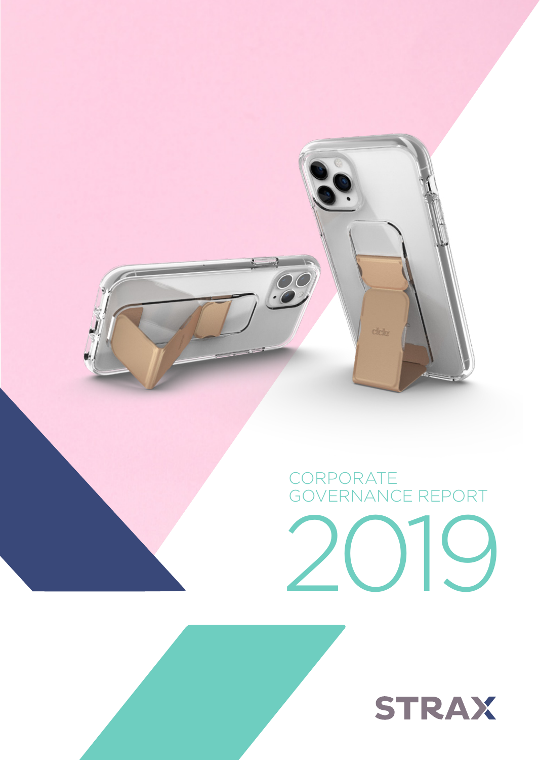# CORPORATE GOVERNANCE REPORT

# 2019

STRAX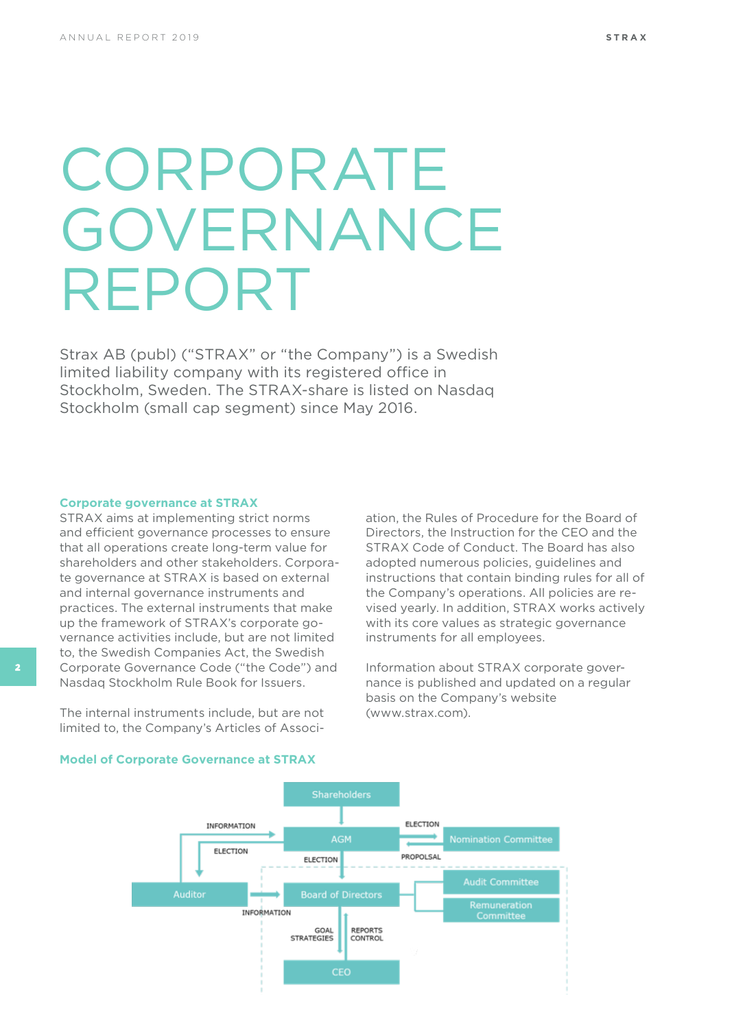# CORPORATE GOVERNANCE REPORT

Strax AB (publ) ("STRAX" or "the Company") is a Swedish limited liability company with its registered office in Stockholm, Sweden. The STRAX-share is listed on Nasdaq Stockholm (small cap segment) since May 2016.

## Corporate governance at STRAX

STRAX aims at implementing strict norms and efficient governance processes to ensure that all operations create long-term value for shareholders and other stakeholders. Corporate governance at STRAX is based on external and internal governance instruments and practices. The external instruments that make up the framework of STRAX's corporate governance activities include, but are not limited to, the Swedish Companies Act, the Swedish Corporate Governance Code ("the Code") and Nasdaq Stockholm Rule Book for Issuers.

The internal instruments include, but are not limited to, the Company's Articles of Association, the Rules of Procedure for the Board of Directors, the Instruction for the CEO and the STRAX Code of Conduct. The Board has also adopted numerous policies, guidelines and instructions that contain binding rules for all of the Company's operations. All policies are revised yearly. In addition, STRAX works actively with its core values as strategic governance instruments for all employees.

Information about STRAX corporate governance is published and updated on a regular basis on the Company's website (www.strax.com).

## Model of Corporate Governance at STRAX

Shareholders → AGM
AGM → ELECTION → Nomination Committee; Nomination Committee → PROPOLSAL → AGM
AGM → ELECTION → Auditor; Auditor → INFORMATION → AGM
AGM → ELECTION → Board of Directors
Auditor → INFORMATION → Board of Directors
Board of Directors — Audit Committee, Remuneration Committee
Board of Directors → GOAL STRATEGIES → CEO; CEO → REPORTS CONTROL → Board of Directors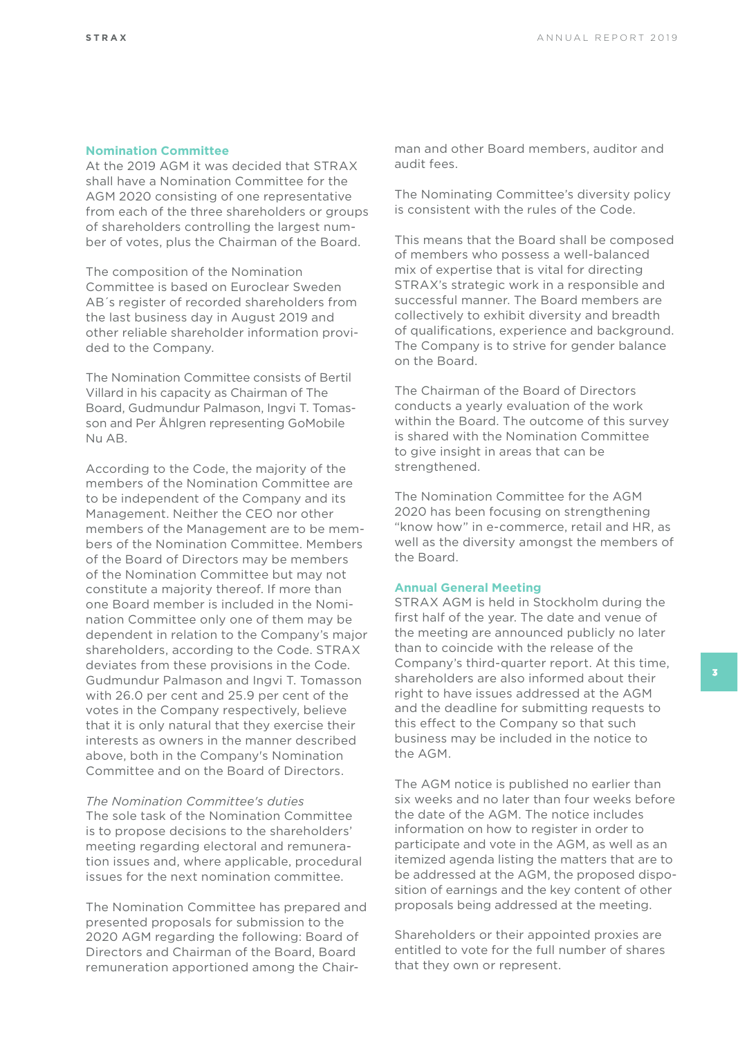## Nomination Committee

At the 2019 AGM it was decided that STRAX shall have a Nomination Committee for the AGM 2020 consisting of one representative from each of the three shareholders or groups of shareholders controlling the largest number of votes, plus the Chairman of the Board.

The composition of the Nomination Committee is based on Euroclear Sweden AB´s register of recorded shareholders from the last business day in August 2019 and other reliable shareholder information provided to the Company.

The Nomination Committee consists of Bertil Villard in his capacity as Chairman of The Board, Gudmundur Palmason, Ingvi T. Tomasson and Per Åhlgren representing GoMobile Nu AB.

According to the Code, the majority of the members of the Nomination Committee are to be independent of the Company and its Management. Neither the CEO nor other members of the Management are to be members of the Nomination Committee. Members of the Board of Directors may be members of the Nomination Committee but may not constitute a majority thereof. If more than one Board member is included in the Nomination Committee only one of them may be dependent in relation to the Company's major shareholders, according to the Code. STRAX deviates from these provisions in the Code. Gudmundur Palmason and Ingvi T. Tomasson with 26.0 per cent and 25.9 per cent of the votes in the Company respectively, believe that it is only natural that they exercise their interests as owners in the manner described above, both in the Company's Nomination Committee and on the Board of Directors.

*The Nomination Committee's duties*

The sole task of the Nomination Committee is to propose decisions to the shareholders' meeting regarding electoral and remuneration issues and, where applicable, procedural issues for the next nomination committee.

The Nomination Committee has prepared and presented proposals for submission to the 2020 AGM regarding the following: Board of Directors and Chairman of the Board, Board remuneration apportioned among the Chairman and other Board members, auditor and audit fees.

The Nominating Committee's diversity policy is consistent with the rules of the Code.

This means that the Board shall be composed of members who possess a well-balanced mix of expertise that is vital for directing STRAX's strategic work in a responsible and successful manner. The Board members are collectively to exhibit diversity and breadth of qualifications, experience and background. The Company is to strive for gender balance on the Board.

The Chairman of the Board of Directors conducts a yearly evaluation of the work within the Board. The outcome of this survey is shared with the Nomination Committee to give insight in areas that can be strengthened.

The Nomination Committee for the AGM 2020 has been focusing on strengthening "know how" in e-commerce, retail and HR, as well as the diversity amongst the members of the Board.

## Annual General Meeting

STRAX AGM is held in Stockholm during the first half of the year. The date and venue of the meeting are announced publicly no later than to coincide with the release of the Company's third-quarter report. At this time, shareholders are also informed about their right to have issues addressed at the AGM and the deadline for submitting requests to this effect to the Company so that such business may be included in the notice to the AGM.

The AGM notice is published no earlier than six weeks and no later than four weeks before the date of the AGM. The notice includes information on how to register in order to participate and vote in the AGM, as well as an itemized agenda listing the matters that are to be addressed at the AGM, the proposed disposition of earnings and the key content of other proposals being addressed at the meeting.

Shareholders or their appointed proxies are entitled to vote for the full number of shares that they own or represent.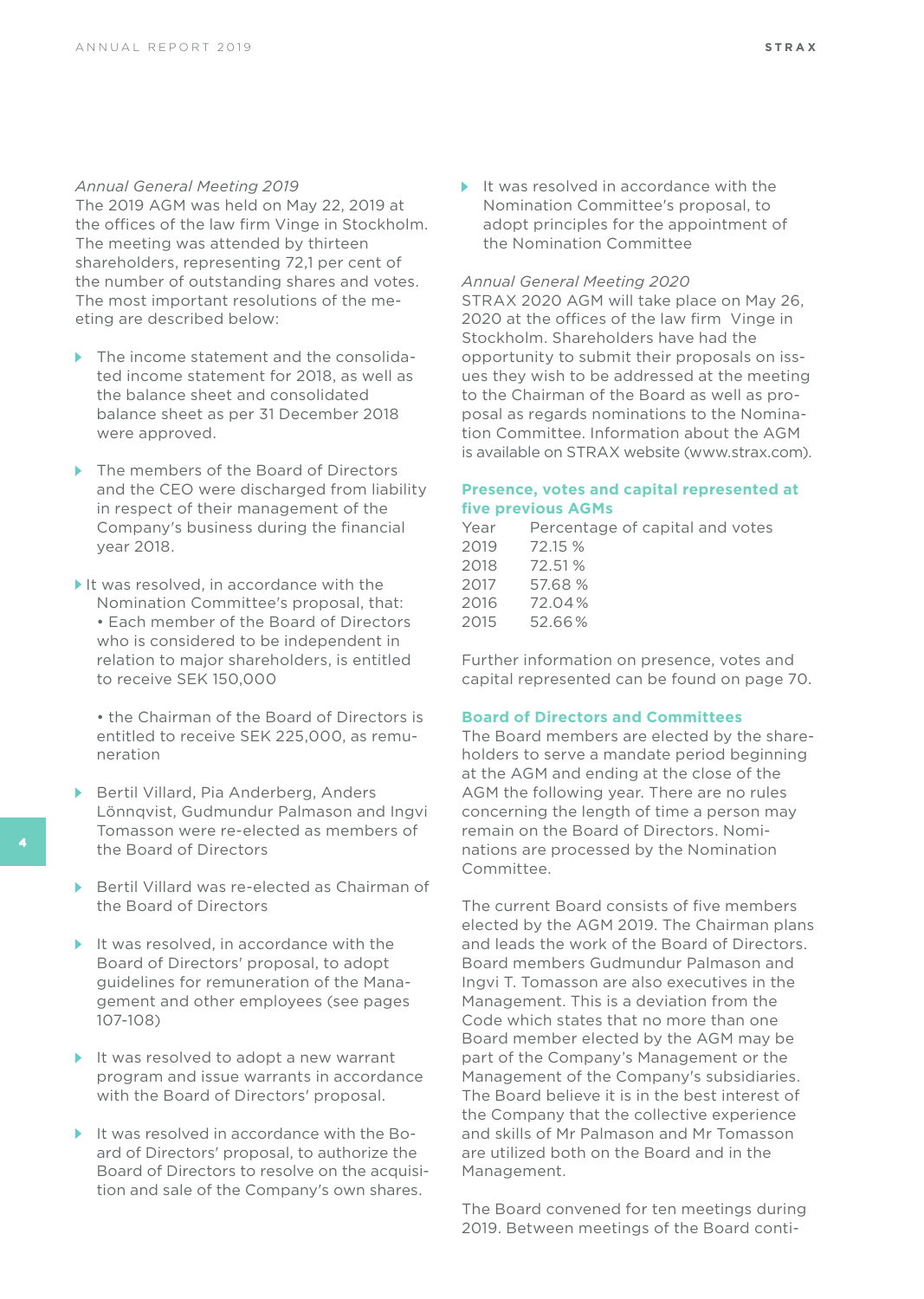*Annual General Meeting 2019*

The 2019 AGM was held on May 22, 2019 at the offices of the law firm Vinge in Stockholm. The meeting was attended by thirteen shareholders, representing 72,1 per cent of the number of outstanding shares and votes. The most important resolutions of the meeting are described below:

- The income statement and the consolidated income statement for 2018, as well as the balance sheet and consolidated balance sheet as per 31 December 2018 were approved.
- The members of the Board of Directors and the CEO were discharged from liability in respect of their management of the Company's business during the financial year 2018.
- It was resolved, in accordance with the Nomination Committee's proposal, that:
  - Each member of the Board of Directors who is considered to be independent in relation to major shareholders, is entitled to receive SEK 150,000
  - the Chairman of the Board of Directors is entitled to receive SEK 225,000, as remuneration
- Bertil Villard, Pia Anderberg, Anders Lönnqvist, Gudmundur Palmason and Ingvi Tomasson were re-elected as members of the Board of Directors
- Bertil Villard was re-elected as Chairman of the Board of Directors
- It was resolved, in accordance with the Board of Directors' proposal, to adopt guidelines for remuneration of the Management and other employees (see pages 107-108)
- It was resolved to adopt a new warrant program and issue warrants in accordance with the Board of Directors' proposal.
- It was resolved in accordance with the Board of Directors' proposal, to authorize the Board of Directors to resolve on the acquisition and sale of the Company's own shares.
- It was resolved in accordance with the Nomination Committee's proposal, to adopt principles for the appointment of the Nomination Committee

*Annual General Meeting 2020*

STRAX 2020 AGM will take place on May 26, 2020 at the offices of the law firm Vinge in Stockholm. Shareholders have had the opportunity to submit their proposals on issues they wish to be addressed at the meeting to the Chairman of the Board as well as proposal as regards nominations to the Nomination Committee. Information about the AGM is available on STRAX website (www.strax.com).

## Presence, votes and capital represented at five previous AGMs

| Year | Percentage of capital and votes |
|---|---|
| 2019 | 72.15 % |
| 2018 | 72.51 % |
| 2017 | 57.68 % |
| 2016 | 72.04 % |
| 2015 | 52.66 % |

Further information on presence, votes and capital represented can be found on page 70.

## Board of Directors and Committees

The Board members are elected by the shareholders to serve a mandate period beginning at the AGM and ending at the close of the AGM the following year. There are no rules concerning the length of time a person may remain on the Board of Directors. Nominations are processed by the Nomination Committee.

The current Board consists of five members elected by the AGM 2019. The Chairman plans and leads the work of the Board of Directors. Board members Gudmundur Palmason and Ingvi T. Tomasson are also executives in the Management. This is a deviation from the Code which states that no more than one Board member elected by the AGM may be part of the Company's Management or the Management of the Company's subsidiaries. The Board believe it is in the best interest of the Company that the collective experience and skills of Mr Palmason and Mr Tomasson are utilized both on the Board and in the Management.

The Board convened for ten meetings during 2019. Between meetings of the Board conti-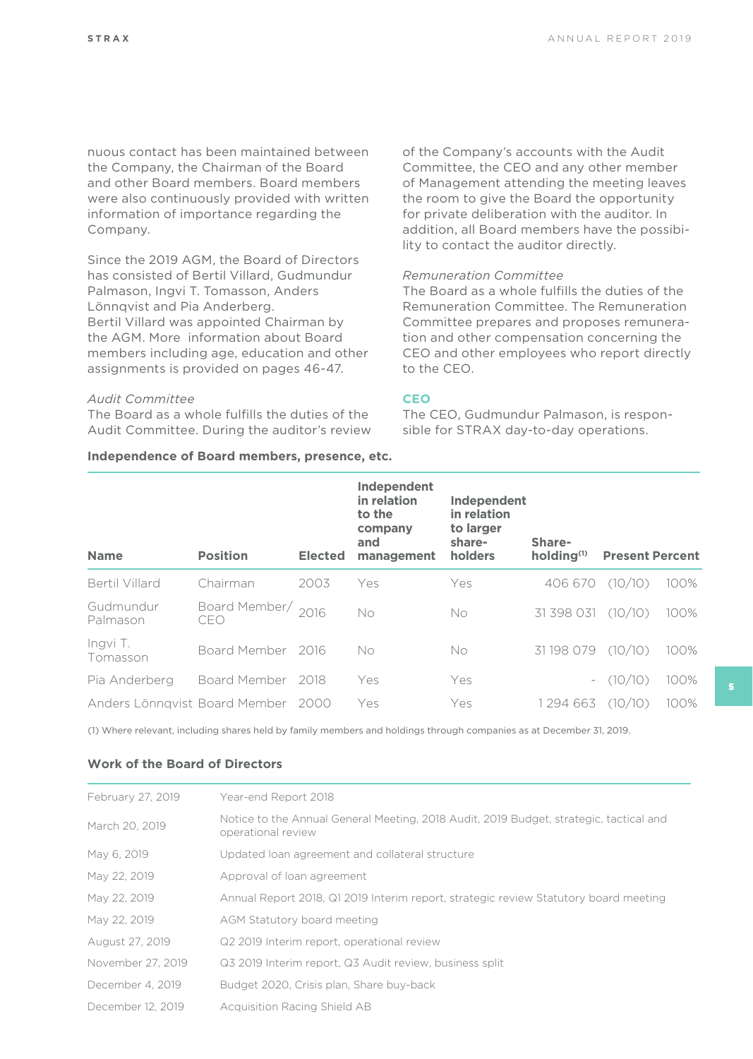nuous contact has been maintained between the Company, the Chairman of the Board and other Board members. Board members were also continuously provided with written information of importance regarding the Company.

Since the 2019 AGM, the Board of Directors has consisted of Bertil Villard, Gudmundur Palmason, Ingvi T. Tomasson, Anders Lönnqvist and Pia Anderberg. Bertil Villard was appointed Chairman by the AGM. More information about Board members including age, education and other assignments is provided on pages 46-47.

*Audit Committee*
The Board as a whole fulfills the duties of the Audit Committee. During the auditor's review of the Company's accounts with the Audit Committee, the CEO and any other member of Management attending the meeting leaves the room to give the Board the opportunity for private deliberation with the auditor. In addition, all Board members have the possibility to contact the auditor directly.

*Remuneration Committee*
The Board as a whole fulfills the duties of the Remuneration Committee. The Remuneration Committee prepares and proposes remuneration and other compensation concerning the CEO and other employees who report directly to the CEO.

## CEO

The CEO, Gudmundur Palmason, is responsible for STRAX day-to-day operations.

**Independence of Board members, presence, etc.**

| Name | Position | Elected | Independent in relation to the company and management | Independent in relation to larger share-holders | Share-holding[1] | Present | Percent |
|---|---|---|---|---|---|---|---|
| Bertil Villard | Chairman | 2003 | Yes | Yes | 406 670 | (10/10) | 100% |
| Gudmundur Palmason | Board Member/ CEO | 2016 | No | No | 31 398 031 | (10/10) | 100% |
| Ingvi T. Tomasson | Board Member | 2016 | No | No | 31 198 079 | (10/10) | 100% |
| Pia Anderberg | Board Member | 2018 | Yes | Yes | - | (10/10) | 100% |
| Anders Lönnqvist | Board Member | 2000 | Yes | Yes | 1 294 663 | (10/10) | 100% |

(1) Where relevant, including shares held by family members and holdings through companies as at December 31, 2019.

**Work of the Board of Directors**

| | |
|---|---|
| February 27, 2019 | Year-end Report 2018 |
| March 20, 2019 | Notice to the Annual General Meeting, 2018 Audit, 2019 Budget, strategic, tactical and operational review |
| May 6, 2019 | Updated loan agreement and collateral structure |
| May 22, 2019 | Approval of loan agreement |
| May 22, 2019 | Annual Report 2018, Q1 2019 Interim report, strategic review Statutory board meeting |
| May 22, 2019 | AGM Statutory board meeting |
| August 27, 2019 | Q2 2019 Interim report, operational review |
| November 27, 2019 | Q3 2019 Interim report, Q3 Audit review, business split |
| December 4, 2019 | Budget 2020, Crisis plan, Share buy-back |
| December 12, 2019 | Acquisition Racing Shield AB |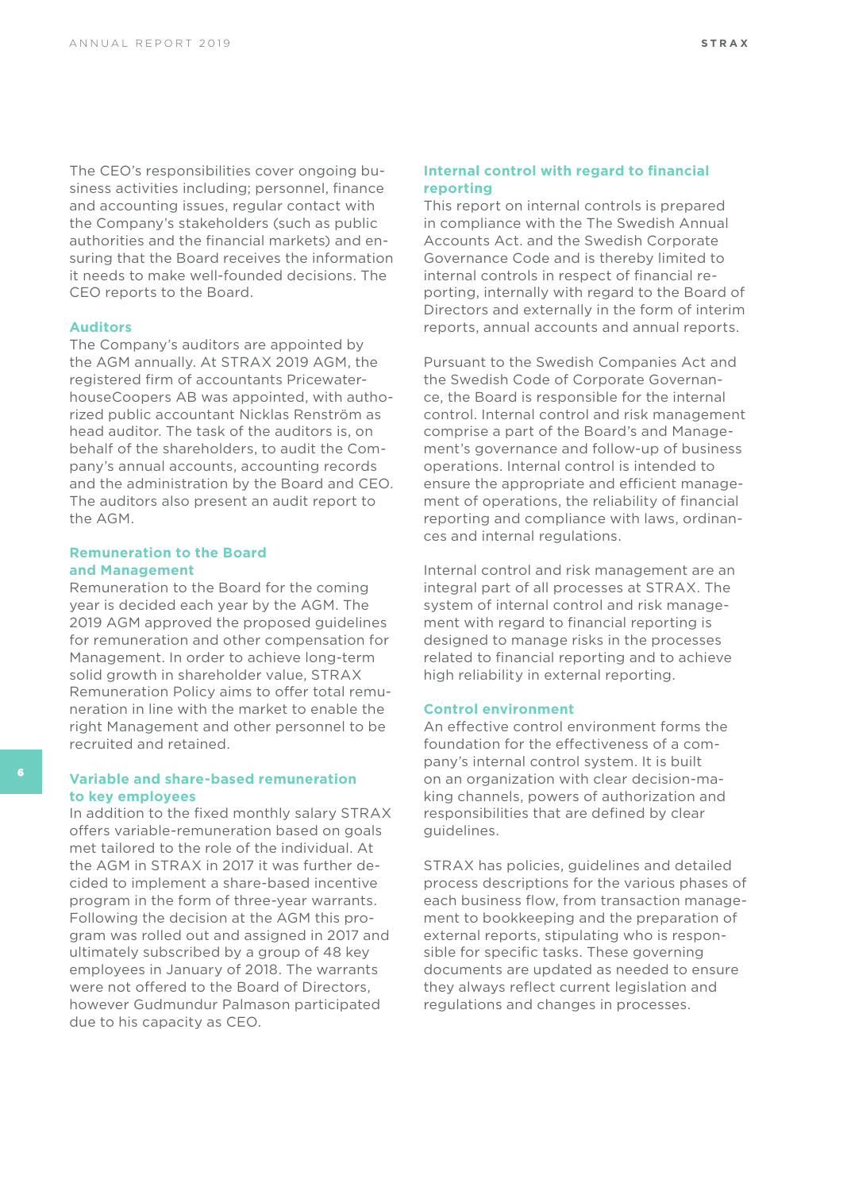The CEO's responsibilities cover ongoing business activities including; personnel, finance and accounting issues, regular contact with the Company's stakeholders (such as public authorities and the financial markets) and ensuring that the Board receives the information it needs to make well-founded decisions. The CEO reports to the Board.

### Auditors

The Company's auditors are appointed by the AGM annually. At STRAX 2019 AGM, the registered firm of accountants PricewaterhouseCoopers AB was appointed, with authorized public accountant Nicklas Renström as head auditor. The task of the auditors is, on behalf of the shareholders, to audit the Company's annual accounts, accounting records and the administration by the Board and CEO. The auditors also present an audit report to the AGM.

### Remuneration to the Board and Management

Remuneration to the Board for the coming year is decided each year by the AGM. The 2019 AGM approved the proposed guidelines for remuneration and other compensation for Management. In order to achieve long-term solid growth in shareholder value, STRAX Remuneration Policy aims to offer total remuneration in line with the market to enable the right Management and other personnel to be recruited and retained.

### Variable and share-based remuneration to key employees

In addition to the fixed monthly salary STRAX offers variable-remuneration based on goals met tailored to the role of the individual. At the AGM in STRAX in 2017 it was further decided to implement a share-based incentive program in the form of three-year warrants. Following the decision at the AGM this program was rolled out and assigned in 2017 and ultimately subscribed by a group of 48 key employees in January of 2018. The warrants were not offered to the Board of Directors, however Gudmundur Palmason participated due to his capacity as CEO.

### Internal control with regard to financial reporting

This report on internal controls is prepared in compliance with the The Swedish Annual Accounts Act. and the Swedish Corporate Governance Code and is thereby limited to internal controls in respect of financial reporting, internally with regard to the Board of Directors and externally in the form of interim reports, annual accounts and annual reports.

Pursuant to the Swedish Companies Act and the Swedish Code of Corporate Governance, the Board is responsible for the internal control. Internal control and risk management comprise a part of the Board's and Management's governance and follow-up of business operations. Internal control is intended to ensure the appropriate and efficient management of operations, the reliability of financial reporting and compliance with laws, ordinances and internal regulations.

Internal control and risk management are an integral part of all processes at STRAX. The system of internal control and risk management with regard to financial reporting is designed to manage risks in the processes related to financial reporting and to achieve high reliability in external reporting.

### Control environment

An effective control environment forms the foundation for the effectiveness of a company's internal control system. It is built on an organization with clear decision-making channels, powers of authorization and responsibilities that are defined by clear guidelines.

STRAX has policies, guidelines and detailed process descriptions for the various phases of each business flow, from transaction management to bookkeeping and the preparation of external reports, stipulating who is responsible for specific tasks. These governing documents are updated as needed to ensure they always reflect current legislation and regulations and changes in processes.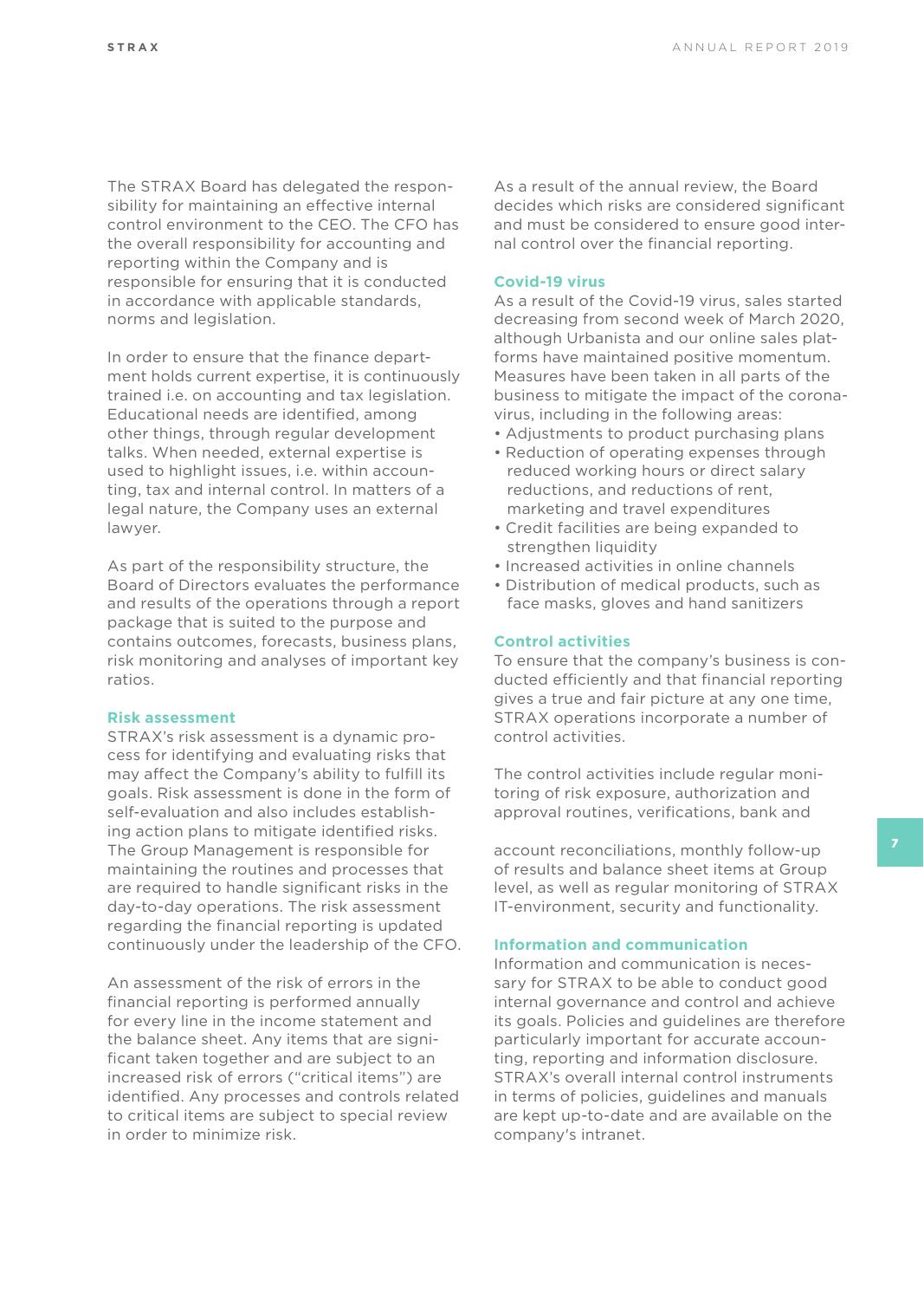The STRAX Board has delegated the responsibility for maintaining an effective internal control environment to the CEO. The CFO has the overall responsibility for accounting and reporting within the Company and is responsible for ensuring that it is conducted in accordance with applicable standards, norms and legislation.

In order to ensure that the finance department holds current expertise, it is continuously trained i.e. on accounting and tax legislation. Educational needs are identified, among other things, through regular development talks. When needed, external expertise is used to highlight issues, i.e. within accounting, tax and internal control. In matters of a legal nature, the Company uses an external lawyer.

As part of the responsibility structure, the Board of Directors evaluates the performance and results of the operations through a report package that is suited to the purpose and contains outcomes, forecasts, business plans, risk monitoring and analyses of important key ratios.

### Risk assessment

STRAX's risk assessment is a dynamic process for identifying and evaluating risks that may affect the Company's ability to fulfill its goals. Risk assessment is done in the form of self-evaluation and also includes establishing action plans to mitigate identified risks. The Group Management is responsible for maintaining the routines and processes that are required to handle significant risks in the day-to-day operations. The risk assessment regarding the financial reporting is updated continuously under the leadership of the CFO.

An assessment of the risk of errors in the financial reporting is performed annually for every line in the income statement and the balance sheet. Any items that are significant taken together and are subject to an increased risk of errors ("critical items") are identified. Any processes and controls related to critical items are subject to special review in order to minimize risk.

As a result of the annual review, the Board decides which risks are considered significant and must be considered to ensure good internal control over the financial reporting.

### Covid-19 virus

As a result of the Covid-19 virus, sales started decreasing from second week of March 2020, although Urbanista and our online sales platforms have maintained positive momentum. Measures have been taken in all parts of the business to mitigate the impact of the coronavirus, including in the following areas:

- Adjustments to product purchasing plans
- Reduction of operating expenses through reduced working hours or direct salary reductions, and reductions of rent, marketing and travel expenditures
- Credit facilities are being expanded to strengthen liquidity
- Increased activities in online channels
- Distribution of medical products, such as face masks, gloves and hand sanitizers

### Control activities

To ensure that the company's business is conducted efficiently and that financial reporting gives a true and fair picture at any one time, STRAX operations incorporate a number of control activities.

The control activities include regular monitoring of risk exposure, authorization and approval routines, verifications, bank and account reconciliations, monthly follow-up of results and balance sheet items at Group level, as well as regular monitoring of STRAX IT-environment, security and functionality.

### Information and communication

Information and communication is necessary for STRAX to be able to conduct good internal governance and control and achieve its goals. Policies and guidelines are therefore particularly important for accurate accounting, reporting and information disclosure. STRAX's overall internal control instruments in terms of policies, guidelines and manuals are kept up-to-date and are available on the company's intranet.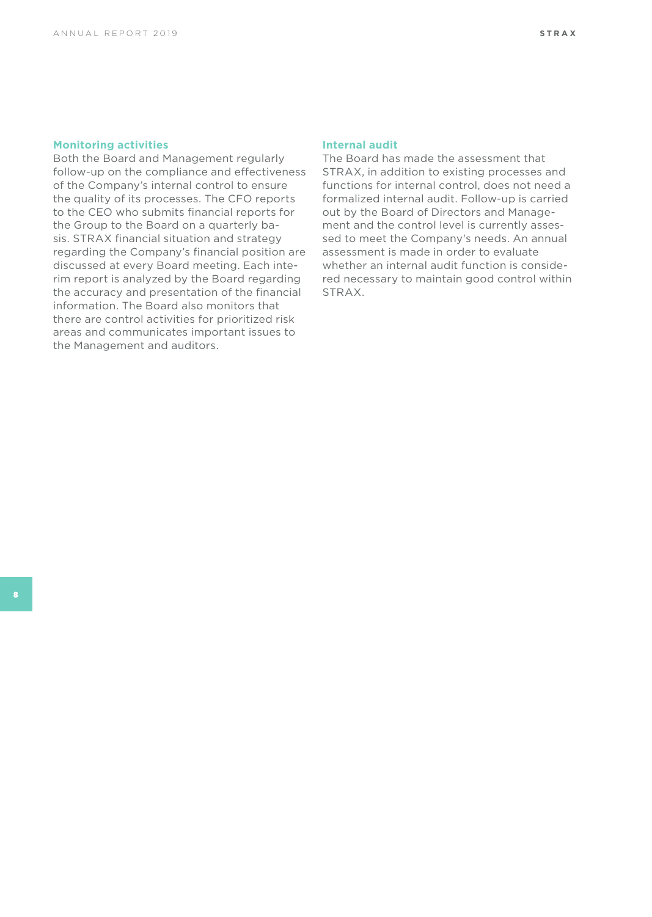### Monitoring activities

Both the Board and Management regularly follow-up on the compliance and effectiveness of the Company's internal control to ensure the quality of its processes. The CFO reports to the CEO who submits financial reports for the Group to the Board on a quarterly basis. STRAX financial situation and strategy regarding the Company's financial position are discussed at every Board meeting. Each interim report is analyzed by the Board regarding the accuracy and presentation of the financial information. The Board also monitors that there are control activities for prioritized risk areas and communicates important issues to the Management and auditors.

### Internal audit

The Board has made the assessment that STRAX, in addition to existing processes and functions for internal control, does not need a formalized internal audit. Follow-up is carried out by the Board of Directors and Management and the control level is currently assessed to meet the Company's needs. An annual assessment is made in order to evaluate whether an internal audit function is considered necessary to maintain good control within STRAX.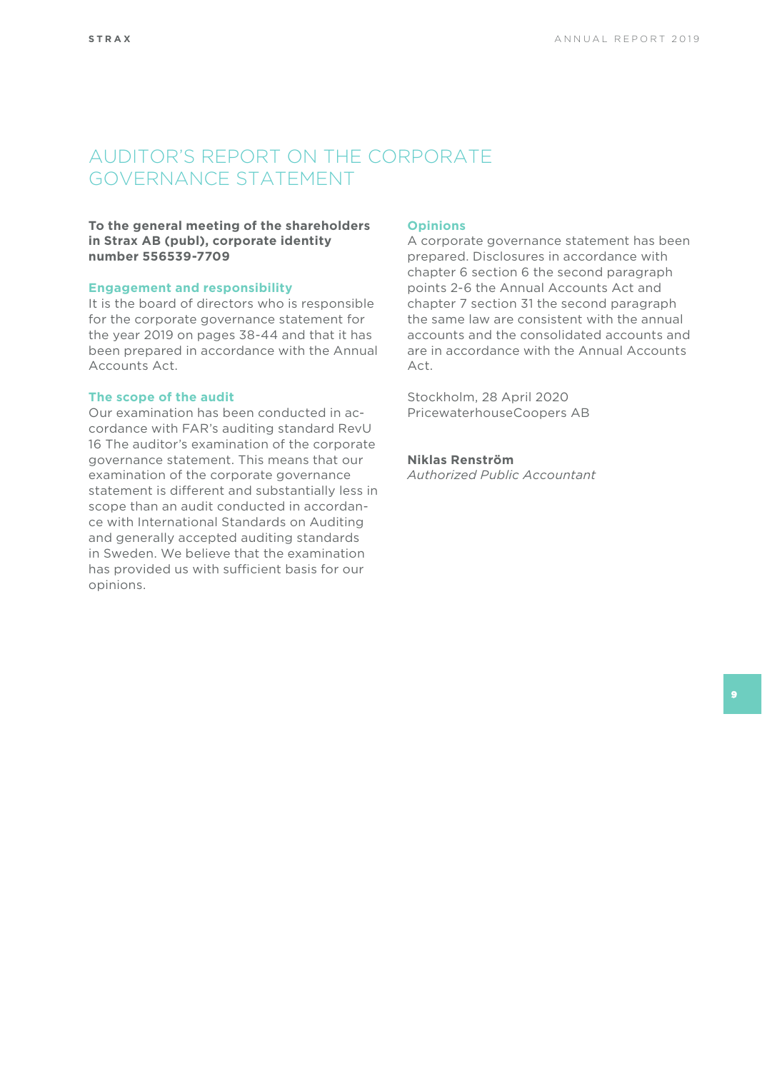# AUDITOR'S REPORT ON THE CORPORATE GOVERNANCE STATEMENT

**To the general meeting of the shareholders in Strax AB (publ), corporate identity number 556539-7709**

### Engagement and responsibility

It is the board of directors who is responsible for the corporate governance statement for the year 2019 on pages 38-44 and that it has been prepared in accordance with the Annual Accounts Act.

### The scope of the audit

Our examination has been conducted in accordance with FAR's auditing standard RevU 16 The auditor's examination of the corporate governance statement. This means that our examination of the corporate governance statement is different and substantially less in scope than an audit conducted in accordance with International Standards on Auditing and generally accepted auditing standards in Sweden. We believe that the examination has provided us with sufficient basis for our opinions.

### Opinions

A corporate governance statement has been prepared. Disclosures in accordance with chapter 6 section 6 the second paragraph points 2-6 the Annual Accounts Act and chapter 7 section 31 the second paragraph the same law are consistent with the annual accounts and the consolidated accounts and are in accordance with the Annual Accounts Act.

Stockholm, 28 April 2020
PricewaterhouseCoopers AB

**Niklas Renström**
*Authorized Public Accountant*